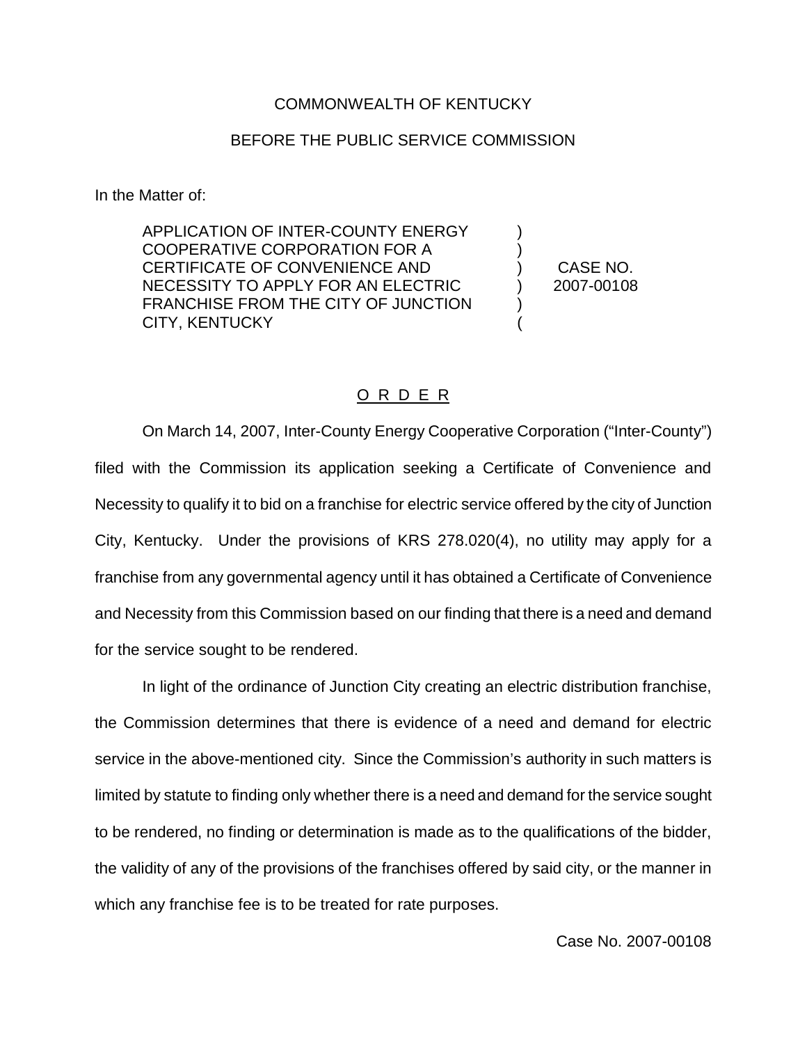COMMONWEALTH OF KENTUCKY

BEFORE THE PUBLIC SERVICE COMMISSION

In the Matter of:

| | | |
|---|---|---|
| APPLICATION OF INTER-COUNTY ENERGY COOPERATIVE CORPORATION FOR A CERTIFICATE OF CONVENIENCE AND NECESSITY TO APPLY FOR AN ELECTRIC FRANCHISE FROM THE CITY OF JUNCTION CITY, KENTUCKY | ) ) ) ) ) ( | CASE NO. 2007-00108 |

## O R D E R

On March 14, 2007, Inter-County Energy Cooperative Corporation ("Inter-County") filed with the Commission its application seeking a Certificate of Convenience and Necessity to qualify it to bid on a franchise for electric service offered by the city of Junction City, Kentucky. Under the provisions of KRS 278.020(4), no utility may apply for a franchise from any governmental agency until it has obtained a Certificate of Convenience and Necessity from this Commission based on our finding that there is a need and demand for the service sought to be rendered.

In light of the ordinance of Junction City creating an electric distribution franchise, the Commission determines that there is evidence of a need and demand for electric service in the above-mentioned city. Since the Commission's authority in such matters is limited by statute to finding only whether there is a need and demand for the service sought to be rendered, no finding or determination is made as to the qualifications of the bidder, the validity of any of the provisions of the franchises offered by said city, or the manner in which any franchise fee is to be treated for rate purposes.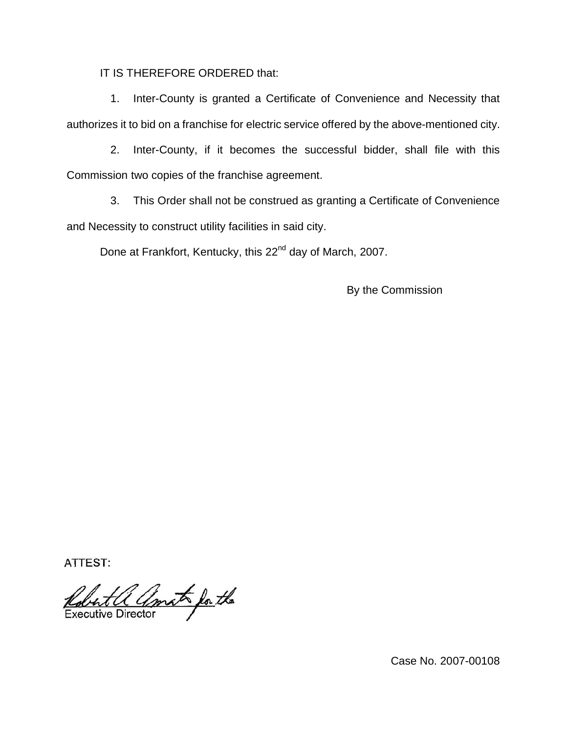IT IS THEREFORE ORDERED that:

1. Inter-County is granted a Certificate of Convenience and Necessity that authorizes it to bid on a franchise for electric service offered by the above-mentioned city.

2. Inter-County, if it becomes the successful bidder, shall file with this Commission two copies of the franchise agreement.

3. This Order shall not be construed as granting a Certificate of Convenience and Necessity to construct utility facilities in said city.

Done at Frankfort, Kentucky, this 22nd day of March, 2007.

By the Commission

ATTEST:

Robert A. Amato for the
Executive Director

Case No. 2007-00108